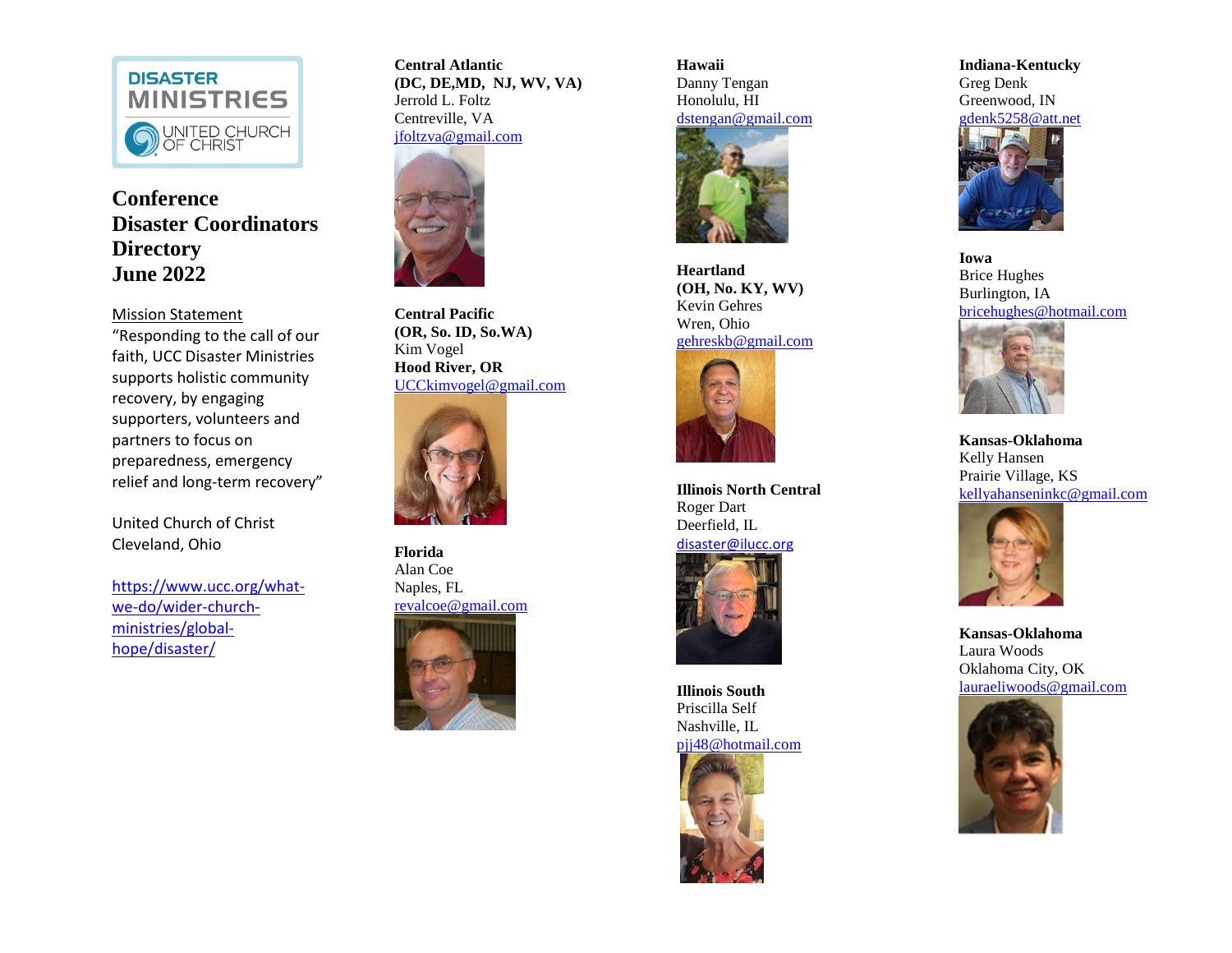DISASTER MINISTRIES
UNITED CHURCH OF CHRIST

# Conference Disaster Coordinators Directory June 2022

Mission Statement

"Responding to the call of our faith, UCC Disaster Ministries supports holistic community recovery, by engaging supporters, volunteers and partners to focus on preparedness, emergency relief and long-term recovery"

United Church of Christ
Cleveland, Ohio

https://www.ucc.org/what-we-do/wider-church-ministries/global-hope/disaster/

**Central Atlantic**
**(DC, DE,MD, NJ, WV, VA)**
Jerrold L. Foltz
Centreville, VA
jfoltzva@gmail.com

**Central Pacific**
**(OR, So. ID, So.WA)**
Kim Vogel
**Hood River, OR**
UCCkimvogel@gmail.com

**Florida**
Alan Coe
Naples, FL
revalcoe@gmail.com

**Hawaii**
Danny Tengan
Honolulu, HI
dstengan@gmail.com

**Heartland**
**(OH, No. KY, WV)**
Kevin Gehres
Wren, Ohio
gehreskb@gmail.com

**Illinois North Central**
Roger Dart
Deerfield, IL
disaster@ilucc.org

**Illinois South**
Priscilla Self
Nashville, IL
pjj48@hotmail.com

**Indiana-Kentucky**
Greg Denk
Greenwood, IN
gdenk5258@att.net

**Iowa**
Brice Hughes
Burlington, IA
bricehughes@hotmail.com

**Kansas-Oklahoma**
Kelly Hansen
Prairie Village, KS
kellyahanseninkc@gmail.com

**Kansas-Oklahoma**
Laura Woods
Oklahoma City, OK
lauraeliwoods@gmail.com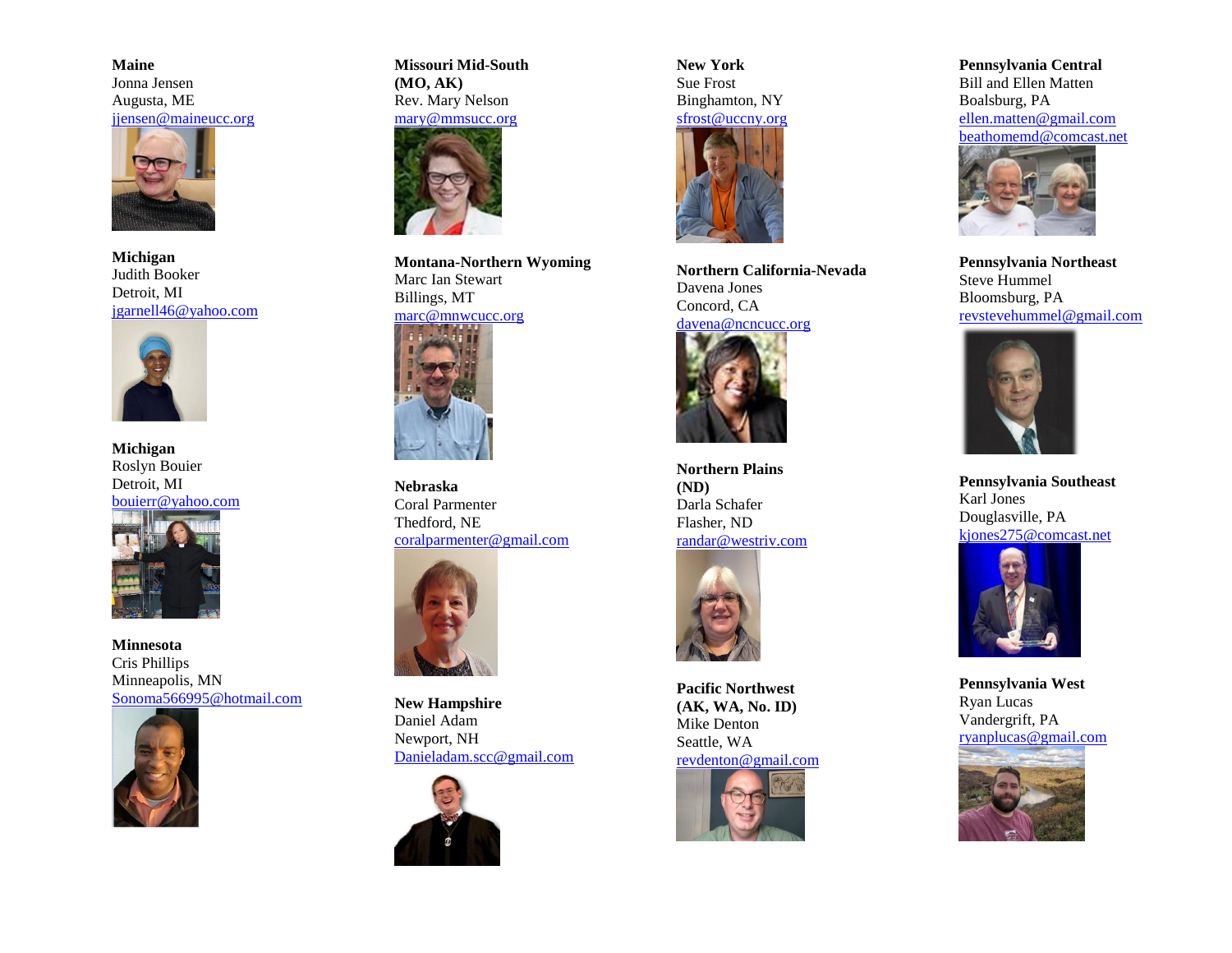**Maine**
Jonna Jensen
Augusta, ME
jjensen@maineucc.org

**Michigan**
Judith Booker
Detroit, MI
jgarnell46@yahoo.com

**Michigan**
Roslyn Bouier
Detroit, MI
bouierr@yahoo.com

**Minnesota**
Cris Phillips
Minneapolis, MN
Sonoma566995@hotmail.com

**Missouri Mid-South (MO, AK)**
Rev. Mary Nelson
mary@mmsucc.org

**Montana-Northern Wyoming**
Marc Ian Stewart
Billings, MT
marc@mnwcucc.org

**Nebraska**
Coral Parmenter
Thedford, NE
coralparmenter@gmail.com

**New Hampshire**
Daniel Adam
Newport, NH
Danieladam.scc@gmail.com

**New York**
Sue Frost
Binghamton, NY
sfrost@uccny.org

**Northern California-Nevada**
Davena Jones
Concord, CA
davena@ncncucc.org

**Northern Plains (ND)**
Darla Schafer
Flasher, ND
randar@westriv.com

**Pacific Northwest (AK, WA, No. ID)**
Mike Denton
Seattle, WA
revdenton@gmail.com

**Pennsylvania Central**
Bill and Ellen Matten
Boalsburg, PA
ellen.matten@gmail.com
beathomemd@comcast.net

**Pennsylvania Northeast**
Steve Hummel
Bloomsburg, PA
revstevehummel@gmail.com

**Pennsylvania Southeast**
Karl Jones
Douglasville, PA
kjones275@comcast.net

**Pennsylvania West**
Ryan Lucas
Vandergrift, PA
ryanplucas@gmail.com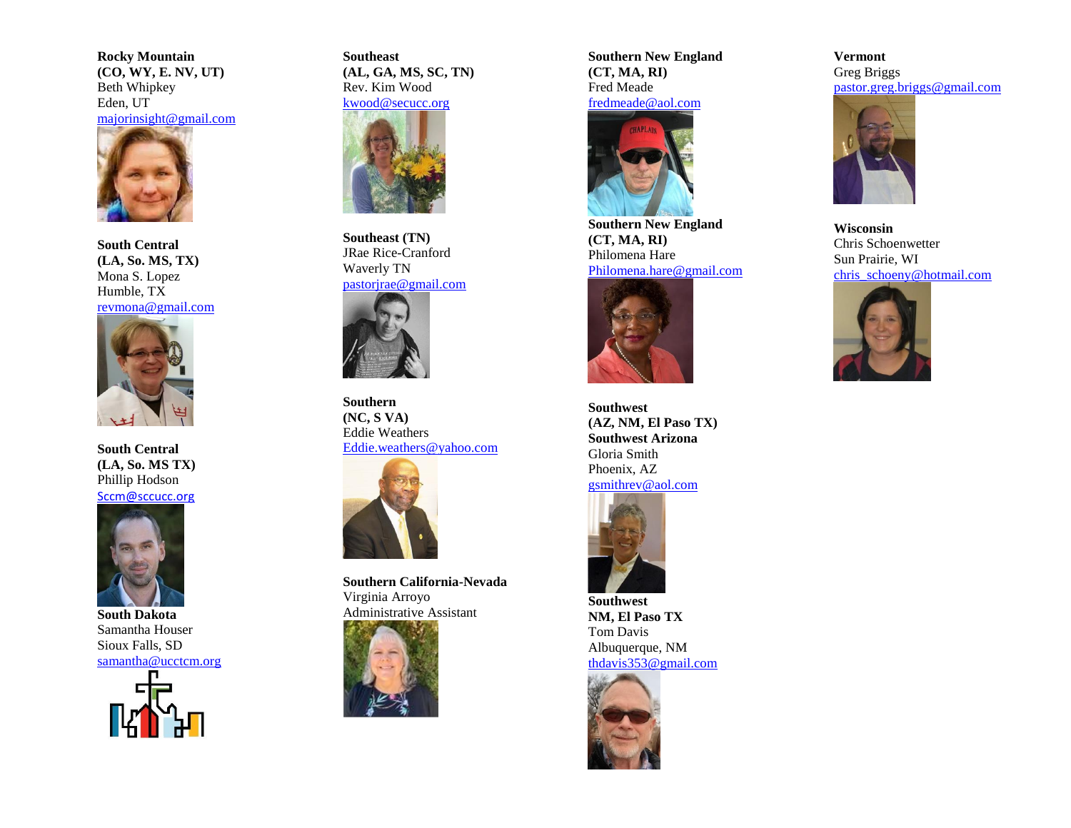**Rocky Mountain**
**(CO, WY, E. NV, UT)**
Beth Whipkey
Eden, UT
majorinsight@gmail.com

**South Central**
**(LA, So. MS, TX)**
Mona S. Lopez
Humble, TX
revmona@gmail.com

**South Central**
**(LA, So. MS TX)**
Phillip Hodson
Sccm@sccucc.org

**South Dakota**
Samantha Houser
Sioux Falls, SD
samantha@ucctcm.org

**Southeast**
**(AL, GA, MS, SC, TN)**
Rev. Kim Wood
kwood@secucc.org

**Southeast (TN)**
JRae Rice-Cranford
Waverly TN
pastorjrae@gmail.com

**Southern**
**(NC, S VA)**
Eddie Weathers
Eddie.weathers@yahoo.com

**Southern California-Nevada**
Virginia Arroyo
Administrative Assistant

**Southern New England**
**(CT, MA, RI)**
Fred Meade
fredmeade@aol.com

**Southern New England**
**(CT, MA, RI)**
Philomena Hare
Philomena.hare@gmail.com

**Southwest**
**(AZ, NM, El Paso TX)**
**Southwest Arizona**
Gloria Smith
Phoenix, AZ
gsmithrev@aol.com

**Southwest**
**NM, El Paso TX**
Tom Davis
Albuquerque, NM
thdavis353@gmail.com

**Vermont**
Greg Briggs
pastor.greg.briggs@gmail.com

**Wisconsin**
Chris Schoenwetter
Sun Prairie, WI
chris_schoeny@hotmail.com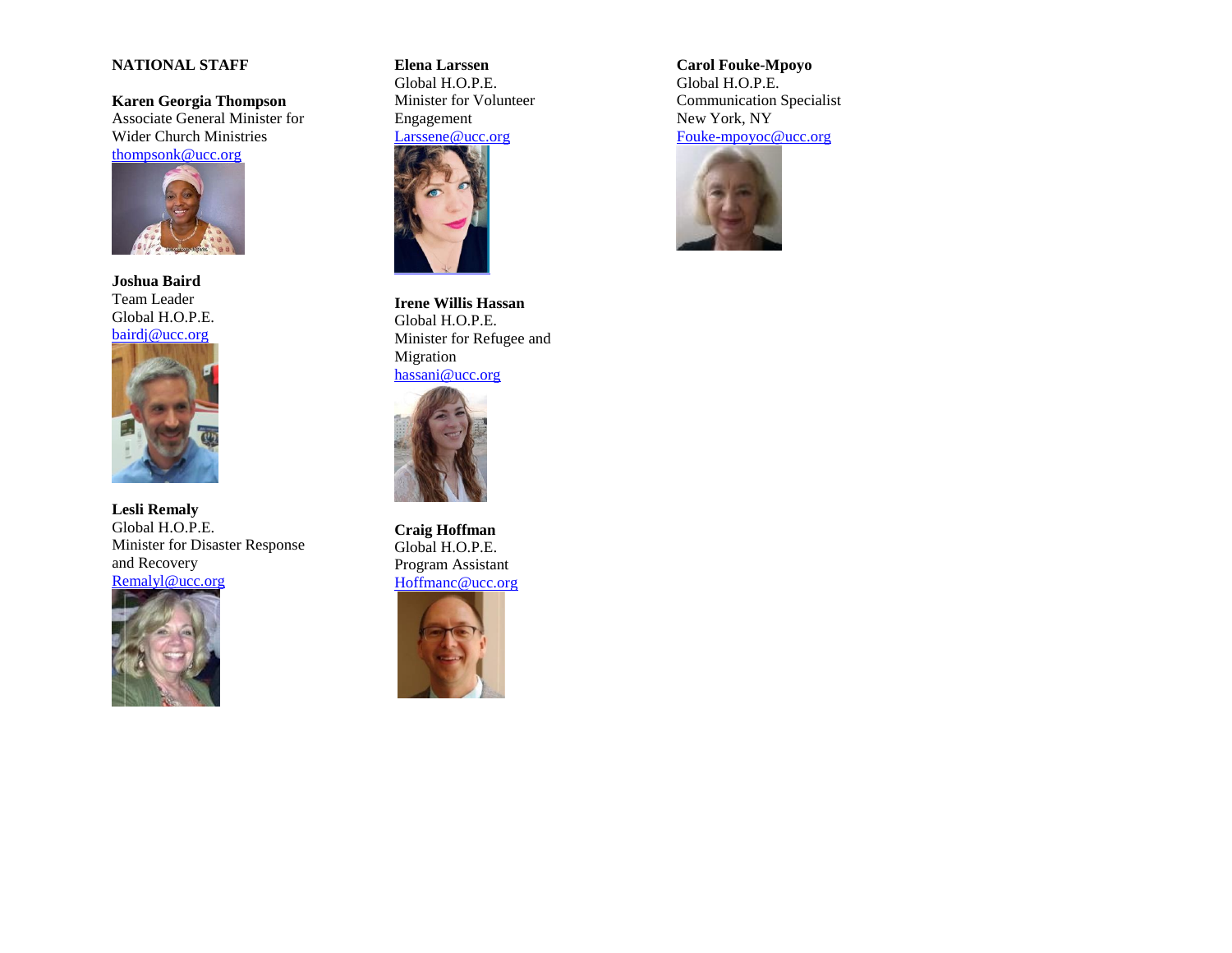**NATIONAL STAFF**

**Karen Georgia Thompson**
Associate General Minister for Wider Church Ministries
thompsonk@ucc.org

**Joshua Baird**
Team Leader
Global H.O.P.E.
bairdj@ucc.org

**Lesli Remaly**
Global H.O.P.E.
Minister for Disaster Response and Recovery
Remalyl@ucc.org

**Elena Larssen**
Global H.O.P.E.
Minister for Volunteer Engagement
Larssene@ucc.org

**Irene Willis Hassan**
Global H.O.P.E.
Minister for Refugee and Migration
hassani@ucc.org

**Craig Hoffman**
Global H.O.P.E.
Program Assistant
Hoffmanc@ucc.org

**Carol Fouke-Mpoyo**
Global H.O.P.E.
Communication Specialist
New York, NY
Fouke-mpoyoc@ucc.org